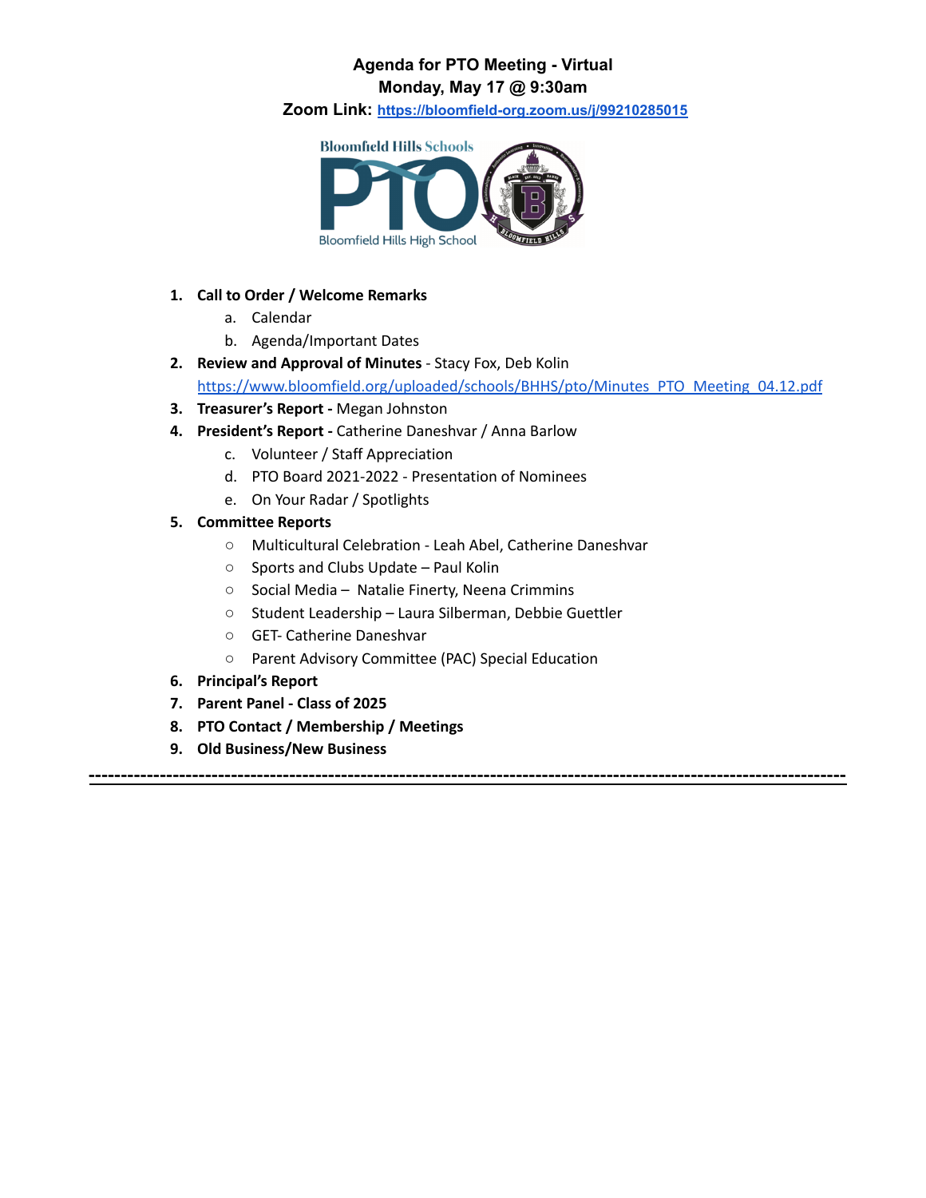# Agenda for PTO Meeting - Virtual
## Monday, May 17 @ 9:30am
### Zoom Link: https://bloomfield-org.zoom.us/j/99210285015

1. **Call to Order / Welcome Remarks**
   a. Calendar
   b. Agenda/Important Dates
2. **Review and Approval of Minutes** - Stacy Fox, Deb Kolin
   https://www.bloomfield.org/uploaded/schools/BHHS/pto/Minutes_PTO_Meeting_04.12.pdf
3. **Treasurer's Report -** Megan Johnston
4. **President's Report -** Catherine Daneshvar / Anna Barlow
   c. Volunteer / Staff Appreciation
   d. PTO Board 2021-2022 - Presentation of Nominees
   e. On Your Radar / Spotlights
5. **Committee Reports**
   - Multicultural Celebration - Leah Abel, Catherine Daneshvar
   - Sports and Clubs Update – Paul Kolin
   - Social Media – Natalie Finerty, Neena Crimmins
   - Student Leadership – Laura Silberman, Debbie Guettler
   - GET- Catherine Daneshvar
   - Parent Advisory Committee (PAC) Special Education
6. **Principal's Report**
7. **Parent Panel - Class of 2025**
8. **PTO Contact / Membership / Meetings**
9. **Old Business/New Business**

---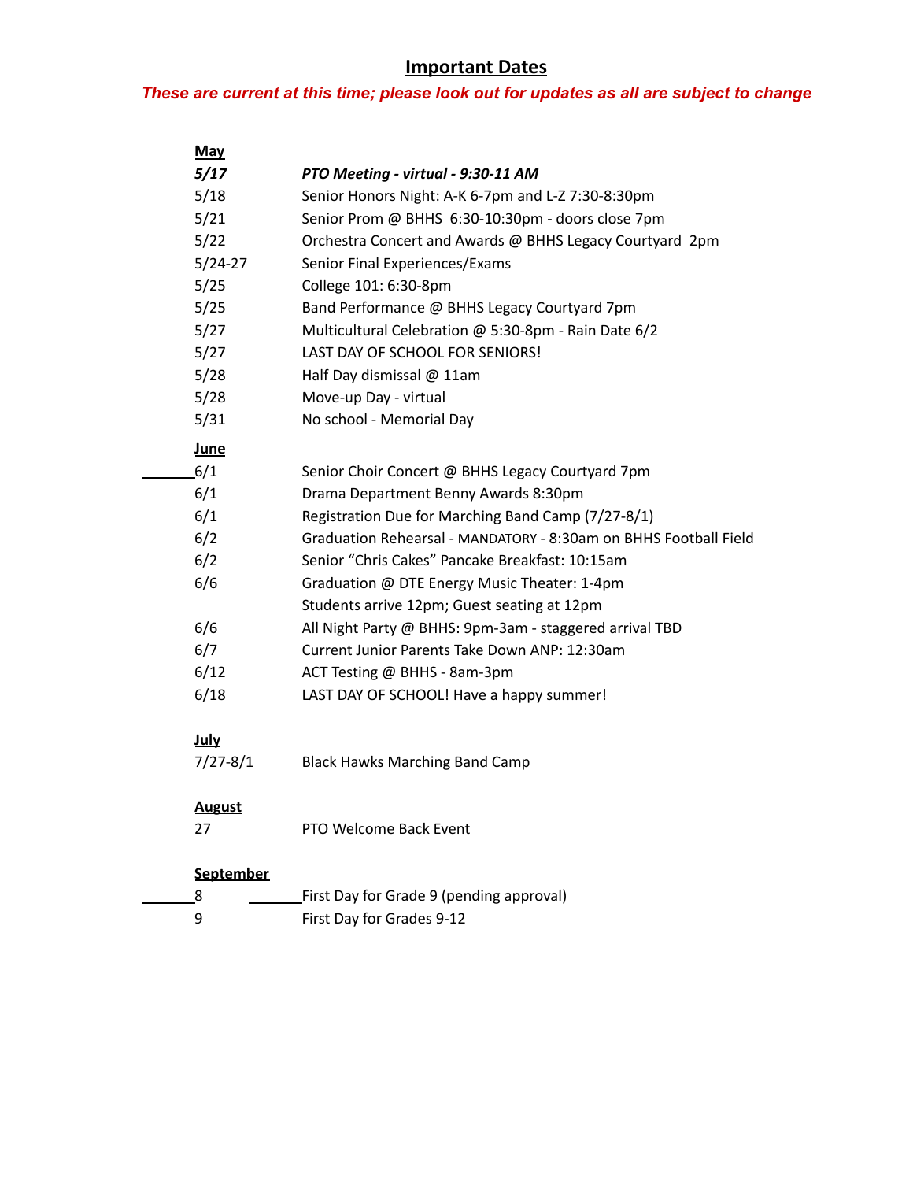## Important Dates

***These are current at this time; please look out for updates as all are subject to change***

| | |
|---|---|
| **May** | |
| ***5/17*** | ***PTO Meeting - virtual - 9:30-11 AM*** |
| 5/18 | Senior Honors Night: A-K 6-7pm and L-Z 7:30-8:30pm |
| 5/21 | Senior Prom @ BHHS 6:30-10:30pm - doors close 7pm |
| 5/22 | Orchestra Concert and Awards @ BHHS Legacy Courtyard 2pm |
| 5/24-27 | Senior Final Experiences/Exams |
| 5/25 | College 101: 6:30-8pm |
| 5/25 | Band Performance @ BHHS Legacy Courtyard 7pm |
| 5/27 | Multicultural Celebration @ 5:30-8pm - Rain Date 6/2 |
| 5/27 | LAST DAY OF SCHOOL FOR SENIORS! |
| 5/28 | Half Day dismissal @ 11am |
| 5/28 | Move-up Day - virtual |
| 5/31 | No school - Memorial Day |
| **June** | |
| 6/1 | Senior Choir Concert @ BHHS Legacy Courtyard 7pm |
| 6/1 | Drama Department Benny Awards 8:30pm |
| 6/1 | Registration Due for Marching Band Camp (7/27-8/1) |
| 6/2 | Graduation Rehearsal - MANDATORY - 8:30am on BHHS Football Field |
| 6/2 | Senior "Chris Cakes" Pancake Breakfast: 10:15am |
| 6/6 | Graduation @ DTE Energy Music Theater: 1-4pm<br>Students arrive 12pm; Guest seating at 12pm |
| 6/6 | All Night Party @ BHHS: 9pm-3am - staggered arrival TBD |
| 6/7 | Current Junior Parents Take Down ANP: 12:30am |
| 6/12 | ACT Testing @ BHHS - 8am-3pm |
| 6/18 | LAST DAY OF SCHOOL! Have a happy summer! |
| **July** | |
| 7/27-8/1 | Black Hawks Marching Band Camp |
| **August** | |
| 27 | PTO Welcome Back Event |
| **September** | |
| 8 | First Day for Grade 9 (pending approval) |
| 9 | First Day for Grades 9-12 |